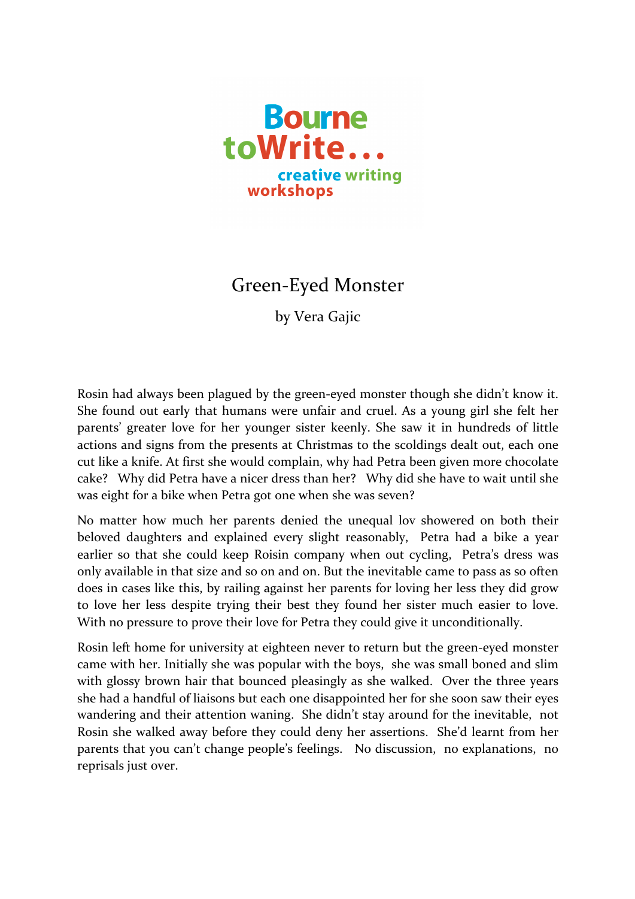Bourne toWrite... creative writing workshops

# Green-Eyed Monster

by Vera Gajic

Rosin had always been plagued by the green-eyed monster though she didn't know it. She found out early that humans were unfair and cruel. As a young girl she felt her parents' greater love for her younger sister keenly. She saw it in hundreds of little actions and signs from the presents at Christmas to the scoldings dealt out, each one cut like a knife. At first she would complain, why had Petra been given more chocolate cake? Why did Petra have a nicer dress than her? Why did she have to wait until she was eight for a bike when Petra got one when she was seven?

No matter how much her parents denied the unequal lov showered on both their beloved daughters and explained every slight reasonably, Petra had a bike a year earlier so that she could keep Roisin company when out cycling, Petra's dress was only available in that size and so on and on. But the inevitable came to pass as so often does in cases like this, by railing against her parents for loving her less they did grow to love her less despite trying their best they found her sister much easier to love. With no pressure to prove their love for Petra they could give it unconditionally.

Rosin left home for university at eighteen never to return but the green-eyed monster came with her. Initially she was popular with the boys, she was small boned and slim with glossy brown hair that bounced pleasingly as she walked. Over the three years she had a handful of liaisons but each one disappointed her for she soon saw their eyes wandering and their attention waning. She didn't stay around for the inevitable, not Rosin she walked away before they could deny her assertions. She'd learnt from her parents that you can't change people's feelings. No discussion, no explanations, no reprisals just over.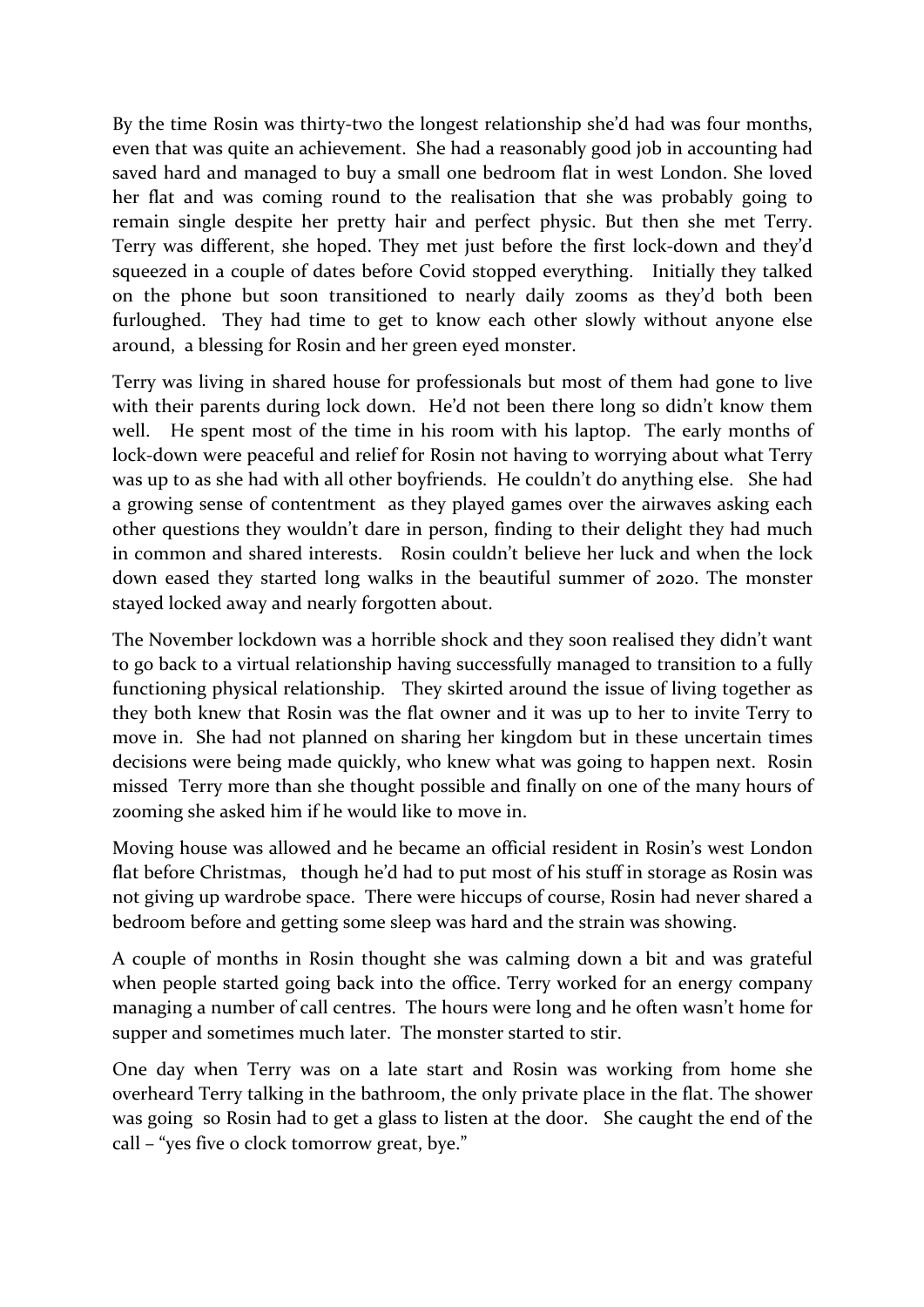By the time Rosin was thirty-two the longest relationship she'd had was four months, even that was quite an achievement. She had a reasonably good job in accounting had saved hard and managed to buy a small one bedroom flat in west London. She loved her flat and was coming round to the realisation that she was probably going to remain single despite her pretty hair and perfect physic. But then she met Terry. Terry was different, she hoped. They met just before the first lock-down and they'd squeezed in a couple of dates before Covid stopped everything. Initially they talked on the phone but soon transitioned to nearly daily zooms as they'd both been furloughed. They had time to get to know each other slowly without anyone else around, a blessing for Rosin and her green eyed monster.

Terry was living in shared house for professionals but most of them had gone to live with their parents during lock down. He'd not been there long so didn't know them well. He spent most of the time in his room with his laptop. The early months of lock-down were peaceful and relief for Rosin not having to worrying about what Terry was up to as she had with all other boyfriends. He couldn't do anything else. She had a growing sense of contentment as they played games over the airwaves asking each other questions they wouldn't dare in person, finding to their delight they had much in common and shared interests. Rosin couldn't believe her luck and when the lock down eased they started long walks in the beautiful summer of 2020. The monster stayed locked away and nearly forgotten about.

The November lockdown was a horrible shock and they soon realised they didn't want to go back to a virtual relationship having successfully managed to transition to a fully functioning physical relationship. They skirted around the issue of living together as they both knew that Rosin was the flat owner and it was up to her to invite Terry to move in. She had not planned on sharing her kingdom but in these uncertain times decisions were being made quickly, who knew what was going to happen next. Rosin missed Terry more than she thought possible and finally on one of the many hours of zooming she asked him if he would like to move in.

Moving house was allowed and he became an official resident in Rosin's west London flat before Christmas, though he'd had to put most of his stuff in storage as Rosin was not giving up wardrobe space. There were hiccups of course, Rosin had never shared a bedroom before and getting some sleep was hard and the strain was showing.

A couple of months in Rosin thought she was calming down a bit and was grateful when people started going back into the office. Terry worked for an energy company managing a number of call centres. The hours were long and he often wasn't home for supper and sometimes much later. The monster started to stir.

One day when Terry was on a late start and Rosin was working from home she overheard Terry talking in the bathroom, the only private place in the flat. The shower was going so Rosin had to get a glass to listen at the door. She caught the end of the call – "yes five o clock tomorrow great, bye."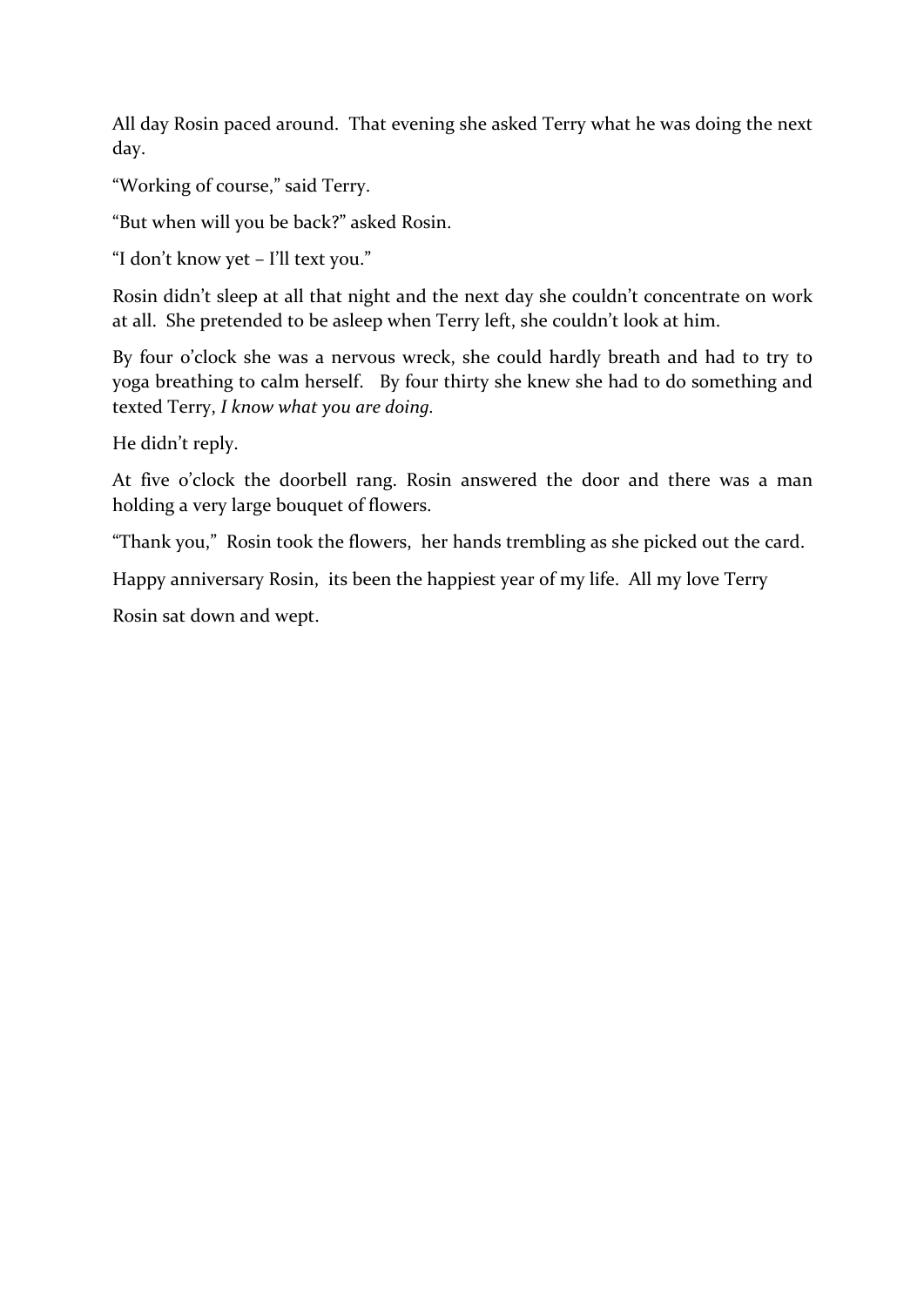All day Rosin paced around. That evening she asked Terry what he was doing the next day.

“Working of course,” said Terry.

“But when will you be back?” asked Rosin.

“I don’t know yet – I’ll text you.”

Rosin didn’t sleep at all that night and the next day she couldn’t concentrate on work at all. She pretended to be asleep when Terry left, she couldn’t look at him.

By four o’clock she was a nervous wreck, she could hardly breath and had to try to yoga breathing to calm herself. By four thirty she knew she had to do something and texted Terry, *I know what you are doing.*

He didn’t reply.

At five o’clock the doorbell rang. Rosin answered the door and there was a man holding a very large bouquet of flowers.

“Thank you,” Rosin took the flowers, her hands trembling as she picked out the card.

Happy anniversary Rosin, its been the happiest year of my life. All my love Terry

Rosin sat down and wept.